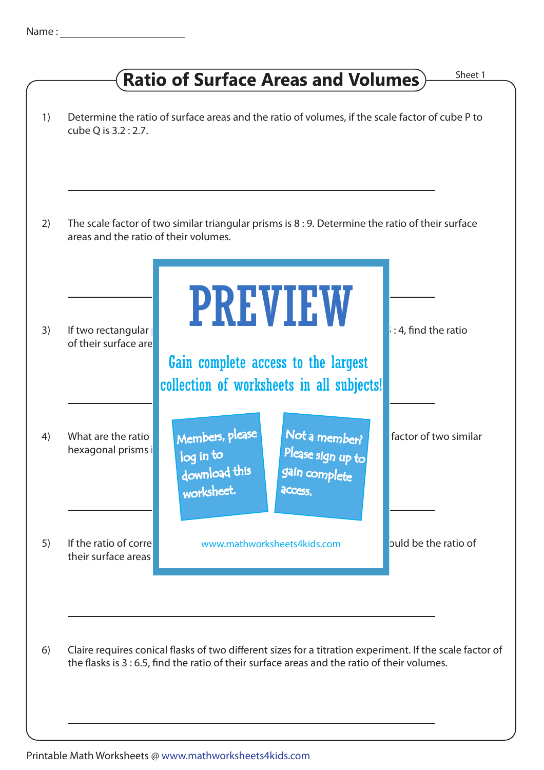Name :

## Ratio of Surface Areas and Volumes

Sheet 1

1) Determine the ratio of surface areas and the ratio of volumes, if the scale factor of cube P to cube Q is 3.2 : 2.7.

2) The scale factor of two similar triangular prisms is 8 : 9. Determine the ratio of their surface areas and the ratio of their volumes.

# PREVIEW

Gain complete access to the largest collection of worksheets in all subjects!

Members, please log in to download this worksheet.

Not a member? Please sign up to gain complete access.

www.mathworksheets4kids.com

3) If two rectangular : 4, find the ratio of their surface are

4) What are the ratio factor of two similar hexagonal prisms i

5) If the ratio of corre ould be the ratio of their surface areas

6) Claire requires conical flasks of two different sizes for a titration experiment. If the scale factor of the flasks is 3 : 6.5, find the ratio of their surface areas and the ratio of their volumes.

Printable Math Worksheets @ www.mathworksheets4kids.com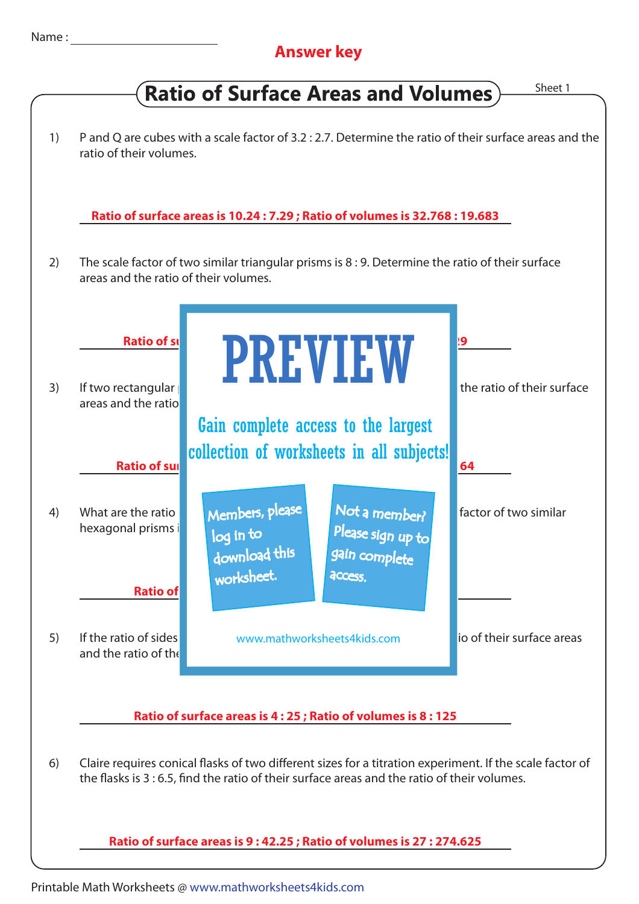Name :

**Answer key**

# Ratio of Surface Areas and Volumes

Sheet 1

1) P and Q are cubes with a scale factor of 3.2 : 2.7. Determine the ratio of their surface areas and the ratio of their volumes.

**Ratio of surface areas is 10.24 : 7.29 ; Ratio of volumes is 32.768 : 19.683**

2) The scale factor of two similar triangular prisms is 8 : 9. Determine the ratio of their surface areas and the ratio of their volumes.

**Ratio of su ... 29**

3) If two rectangular ... the ratio of their surface areas and the ratio ...

**Ratio of su ... 64**

4) What are the ratio ... factor of two similar hexagonal prisms i...

**Ratio of ...**

5) If the ratio of sides ... io of their surface areas and the ratio of the...

**Ratio of surface areas is 4 : 25 ; Ratio of volumes is 8 : 125**

6) Claire requires conical flasks of two different sizes for a titration experiment. If the scale factor of the flasks is 3 : 6.5, find the ratio of their surface areas and the ratio of their volumes.

**Ratio of surface areas is 9 : 42.25 ; Ratio of volumes is 27 : 274.625**

PREVIEW

Gain complete access to the largest collection of worksheets in all subjects!

Members, please log in to download this worksheet.

Not a member? Please sign up to gain complete access.

www.mathworksheets4kids.com